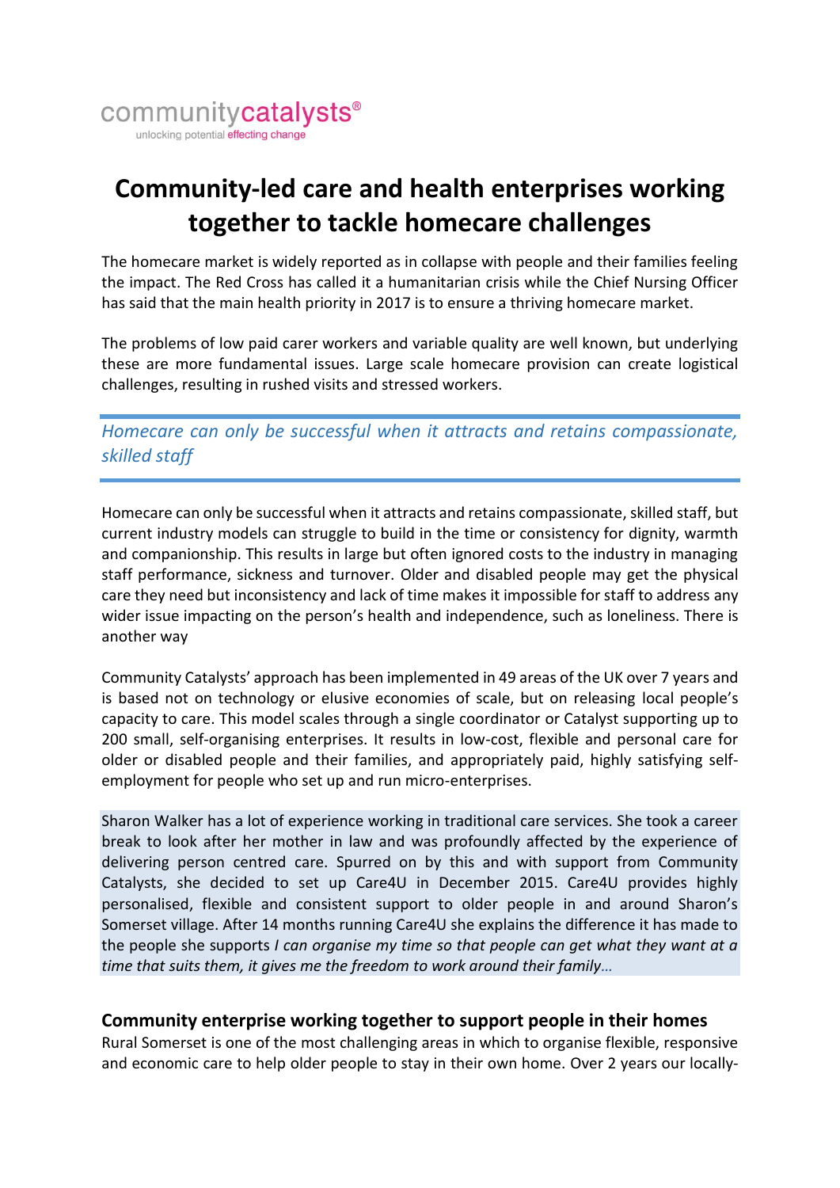communitycatalysts®
unlocking potential effecting change

# Community-led care and health enterprises working together to tackle homecare challenges

The homecare market is widely reported as in collapse with people and their families feeling the impact. The Red Cross has called it a humanitarian crisis while the Chief Nursing Officer has said that the main health priority in 2017 is to ensure a thriving homecare market.

The problems of low paid carer workers and variable quality are well known, but underlying these are more fundamental issues. Large scale homecare provision can create logistical challenges, resulting in rushed visits and stressed workers.

*Homecare can only be successful when it attracts and retains compassionate, skilled staff*

Homecare can only be successful when it attracts and retains compassionate, skilled staff, but current industry models can struggle to build in the time or consistency for dignity, warmth and companionship. This results in large but often ignored costs to the industry in managing staff performance, sickness and turnover. Older and disabled people may get the physical care they need but inconsistency and lack of time makes it impossible for staff to address any wider issue impacting on the person's health and independence, such as loneliness. There is another way

Community Catalysts' approach has been implemented in 49 areas of the UK over 7 years and is based not on technology or elusive economies of scale, but on releasing local people's capacity to care. This model scales through a single coordinator or Catalyst supporting up to 200 small, self-organising enterprises. It results in low-cost, flexible and personal care for older or disabled people and their families, and appropriately paid, highly satisfying self-employment for people who set up and run micro-enterprises.

Sharon Walker has a lot of experience working in traditional care services. She took a career break to look after her mother in law and was profoundly affected by the experience of delivering person centred care. Spurred on by this and with support from Community Catalysts, she decided to set up Care4U in December 2015. Care4U provides highly personalised, flexible and consistent support to older people in and around Sharon's Somerset village. After 14 months running Care4U she explains the difference it has made to the people she supports *I can organise my time so that people can get what they want at a time that suits them, it gives me the freedom to work around their family…*

## Community enterprise working together to support people in their homes

Rural Somerset is one of the most challenging areas in which to organise flexible, responsive and economic care to help older people to stay in their own home. Over 2 years our locally-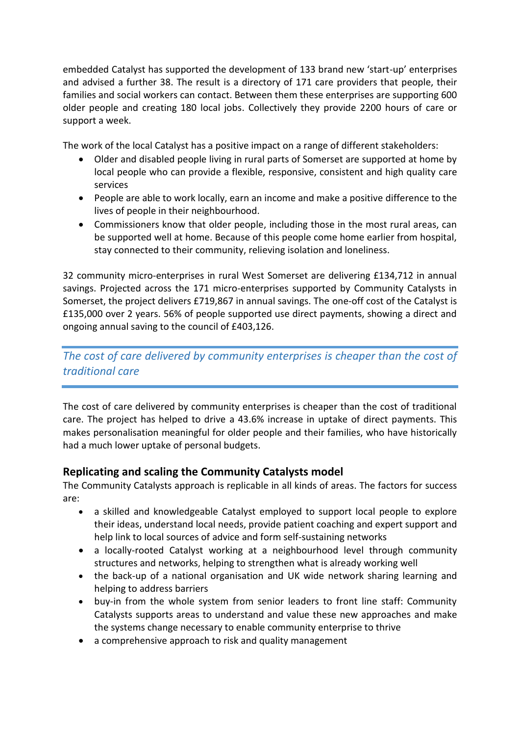embedded Catalyst has supported the development of 133 brand new 'start-up' enterprises and advised a further 38. The result is a directory of 171 care providers that people, their families and social workers can contact. Between them these enterprises are supporting 600 older people and creating 180 local jobs. Collectively they provide 2200 hours of care or support a week.

The work of the local Catalyst has a positive impact on a range of different stakeholders:

- Older and disabled people living in rural parts of Somerset are supported at home by local people who can provide a flexible, responsive, consistent and high quality care services
- People are able to work locally, earn an income and make a positive difference to the lives of people in their neighbourhood.
- Commissioners know that older people, including those in the most rural areas, can be supported well at home. Because of this people come home earlier from hospital, stay connected to their community, relieving isolation and loneliness.

32 community micro-enterprises in rural West Somerset are delivering £134,712 in annual savings. Projected across the 171 micro-enterprises supported by Community Catalysts in Somerset, the project delivers £719,867 in annual savings. The one-off cost of the Catalyst is £135,000 over 2 years. 56% of people supported use direct payments, showing a direct and ongoing annual saving to the council of £403,126.

*The cost of care delivered by community enterprises is cheaper than the cost of traditional care*

The cost of care delivered by community enterprises is cheaper than the cost of traditional care. The project has helped to drive a 43.6% increase in uptake of direct payments. This makes personalisation meaningful for older people and their families, who have historically had a much lower uptake of personal budgets.

### Replicating and scaling the Community Catalysts model

The Community Catalysts approach is replicable in all kinds of areas. The factors for success are:

- a skilled and knowledgeable Catalyst employed to support local people to explore their ideas, understand local needs, provide patient coaching and expert support and help link to local sources of advice and form self-sustaining networks
- a locally-rooted Catalyst working at a neighbourhood level through community structures and networks, helping to strengthen what is already working well
- the back-up of a national organisation and UK wide network sharing learning and helping to address barriers
- buy-in from the whole system from senior leaders to front line staff: Community Catalysts supports areas to understand and value these new approaches and make the systems change necessary to enable community enterprise to thrive
- a comprehensive approach to risk and quality management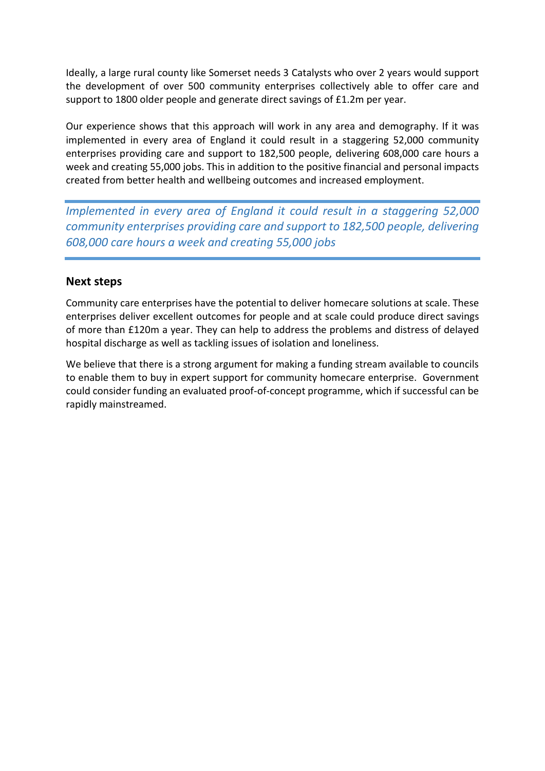Ideally, a large rural county like Somerset needs 3 Catalysts who over 2 years would support the development of over 500 community enterprises collectively able to offer care and support to 1800 older people and generate direct savings of £1.2m per year.

Our experience shows that this approach will work in any area and demography. If it was implemented in every area of England it could result in a staggering 52,000 community enterprises providing care and support to 182,500 people, delivering 608,000 care hours a week and creating 55,000 jobs. This in addition to the positive financial and personal impacts created from better health and wellbeing outcomes and increased employment.

> *Implemented in every area of England it could result in a staggering 52,000 community enterprises providing care and support to 182,500 people, delivering 608,000 care hours a week and creating 55,000 jobs*

## Next steps

Community care enterprises have the potential to deliver homecare solutions at scale. These enterprises deliver excellent outcomes for people and at scale could produce direct savings of more than £120m a year. They can help to address the problems and distress of delayed hospital discharge as well as tackling issues of isolation and loneliness.

We believe that there is a strong argument for making a funding stream available to councils to enable them to buy in expert support for community homecare enterprise. Government could consider funding an evaluated proof-of-concept programme, which if successful can be rapidly mainstreamed.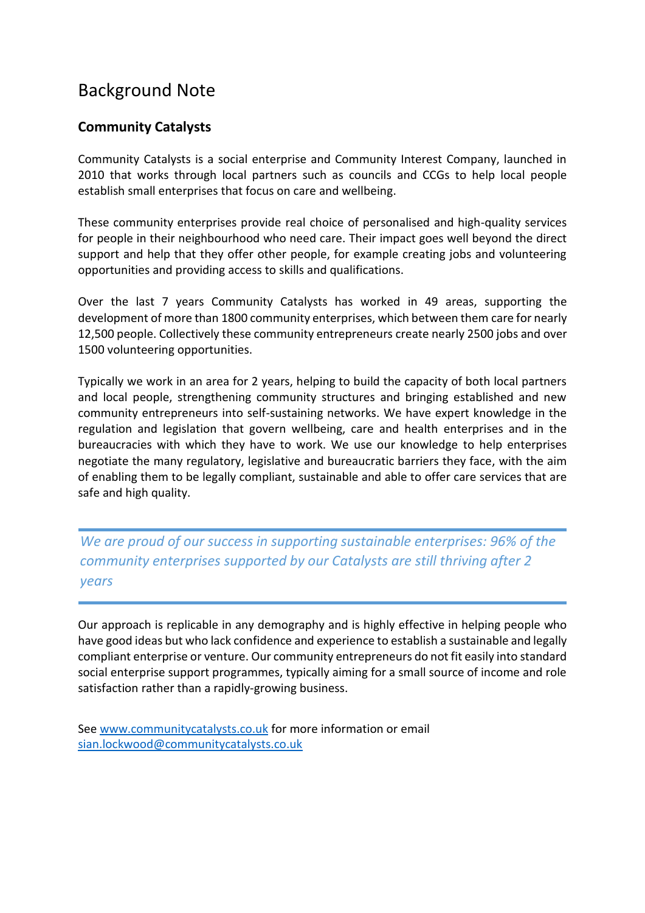# Background Note

## Community Catalysts

Community Catalysts is a social enterprise and Community Interest Company, launched in 2010 that works through local partners such as councils and CCGs to help local people establish small enterprises that focus on care and wellbeing.

These community enterprises provide real choice of personalised and high-quality services for people in their neighbourhood who need care. Their impact goes well beyond the direct support and help that they offer other people, for example creating jobs and volunteering opportunities and providing access to skills and qualifications.

Over the last 7 years Community Catalysts has worked in 49 areas, supporting the development of more than 1800 community enterprises, which between them care for nearly 12,500 people. Collectively these community entrepreneurs create nearly 2500 jobs and over 1500 volunteering opportunities.

Typically we work in an area for 2 years, helping to build the capacity of both local partners and local people, strengthening community structures and bringing established and new community entrepreneurs into self-sustaining networks. We have expert knowledge in the regulation and legislation that govern wellbeing, care and health enterprises and in the bureaucracies with which they have to work. We use our knowledge to help enterprises negotiate the many regulatory, legislative and bureaucratic barriers they face, with the aim of enabling them to be legally compliant, sustainable and able to offer care services that are safe and high quality.

*We are proud of our success in supporting sustainable enterprises: 96% of the community enterprises supported by our Catalysts are still thriving after 2 years*

Our approach is replicable in any demography and is highly effective in helping people who have good ideas but who lack confidence and experience to establish a sustainable and legally compliant enterprise or venture. Our community entrepreneurs do not fit easily into standard social enterprise support programmes, typically aiming for a small source of income and role satisfaction rather than a rapidly-growing business.

See [www.communitycatalysts.co.uk](http://www.communitycatalysts.co.uk) for more information or email [sian.lockwood@communitycatalysts.co.uk](mailto:sian.lockwood@communitycatalysts.co.uk)